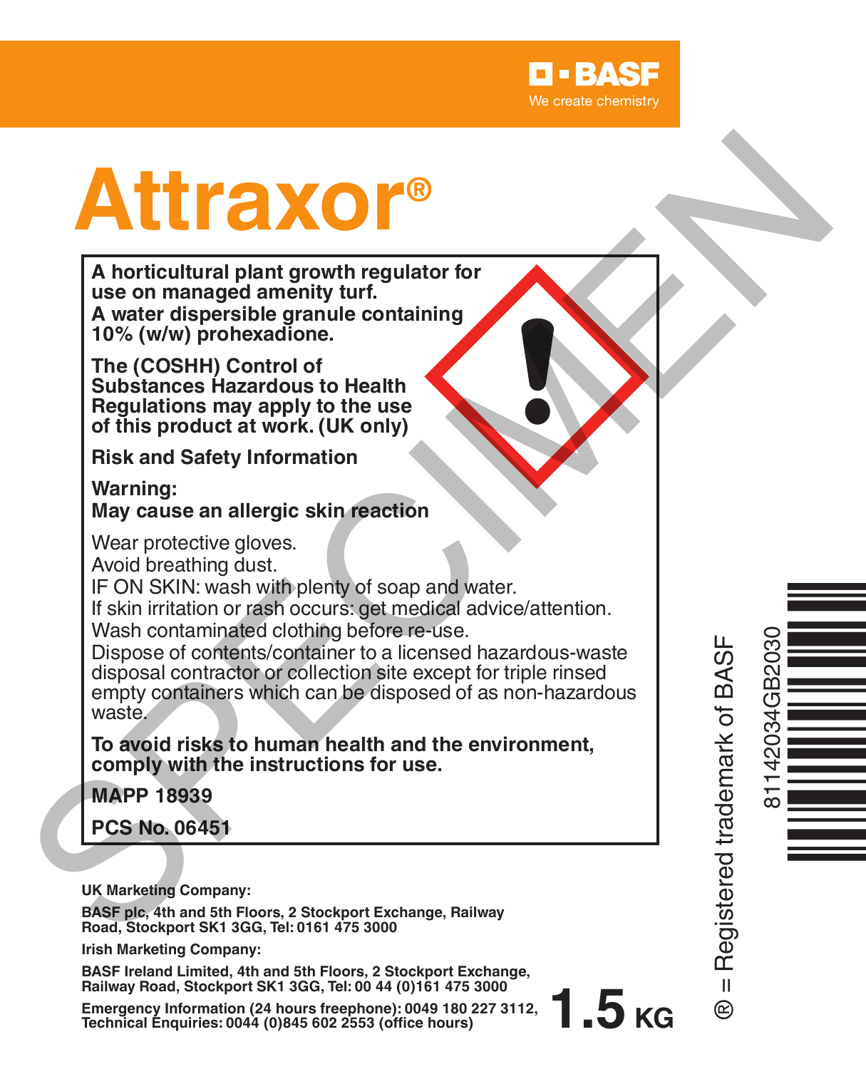BASF
We create chemistry

# Attraxor®

**A horticultural plant growth regulator for use on managed amenity turf.**
**A water dispersible granule containing 10% (w/w) prohexadione.**

**The (COSHH) Control of Substances Hazardous to Health Regulations may apply to the use of this product at work. (UK only)**

**Risk and Safety Information**

**Warning:**
**May cause an allergic skin reaction**

Wear protective gloves.
Avoid breathing dust.
IF ON SKIN: wash with plenty of soap and water.
If skin irritation or rash occurs: get medical advice/attention.
Wash contaminated clothing before re-use.
Dispose of contents/container to a licensed hazardous-waste disposal contractor or collection site except for triple rinsed empty containers which can be disposed of as non-hazardous waste.

**To avoid risks to human health and the environment, comply with the instructions for use.**

**MAPP 18939**

**PCS No. 06451**

**UK Marketing Company:**

**BASF plc, 4th and 5th Floors, 2 Stockport Exchange, Railway Road, Stockport SK1 3GG, Tel: 0161 475 3000**

**Irish Marketing Company:**

**BASF Ireland Limited, 4th and 5th Floors, 2 Stockport Exchange, Railway Road, Stockport SK1 3GG, Tel: 00 44 (0)161 475 3000**

**Emergency Information (24 hours freephone): 0049 180 227 3112,**
**Technical Enquiries: 0044 (0)845 602 2553 (office hours)**

**1.5 KG**

® = Registered trademark of BASF

81142034GB2030

SPECIMEN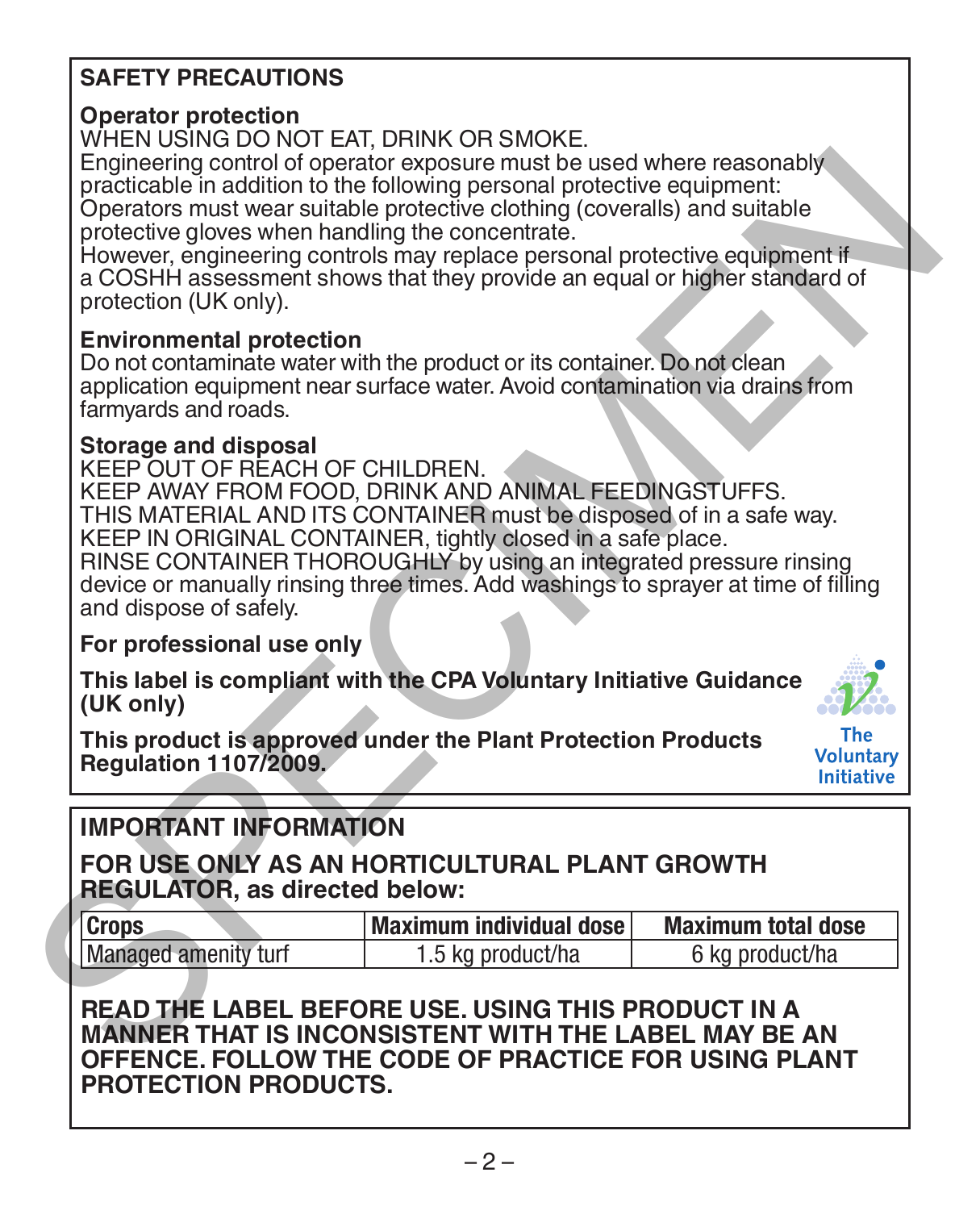## SAFETY PRECAUTIONS

### Operator protection

WHEN USING DO NOT EAT, DRINK OR SMOKE.
Engineering control of operator exposure must be used where reasonably practicable in addition to the following personal protective equipment:
Operators must wear suitable protective clothing (coveralls) and suitable protective gloves when handling the concentrate.
However, engineering controls may replace personal protective equipment if a COSHH assessment shows that they provide an equal or higher standard of protection (UK only).

### Environmental protection

Do not contaminate water with the product or its container. Do not clean application equipment near surface water. Avoid contamination via drains from farmyards and roads.

### Storage and disposal

KEEP OUT OF REACH OF CHILDREN.
KEEP AWAY FROM FOOD, DRINK AND ANIMAL FEEDINGSTUFFS.
THIS MATERIAL AND ITS CONTAINER must be disposed of in a safe way.
KEEP IN ORIGINAL CONTAINER, tightly closed in a safe place.
RINSE CONTAINER THOROUGHLY by using an integrated pressure rinsing device or manually rinsing three times. Add washings to sprayer at time of filling and dispose of safely.

**For professional use only**

**This label is compliant with the CPA Voluntary Initiative Guidance (UK only)**

**This product is approved under the Plant Protection Products Regulation 1107/2009.**

The Voluntary Initiative

## IMPORTANT INFORMATION

**FOR USE ONLY AS AN HORTICULTURAL PLANT GROWTH REGULATOR, as directed below:**

| Crops | Maximum individual dose | Maximum total dose |
|---|---|---|
| Managed amenity turf | 1.5 kg product/ha | 6 kg product/ha |

**READ THE LABEL BEFORE USE. USING THIS PRODUCT IN A MANNER THAT IS INCONSISTENT WITH THE LABEL MAY BE AN OFFENCE. FOLLOW THE CODE OF PRACTICE FOR USING PLANT PROTECTION PRODUCTS.**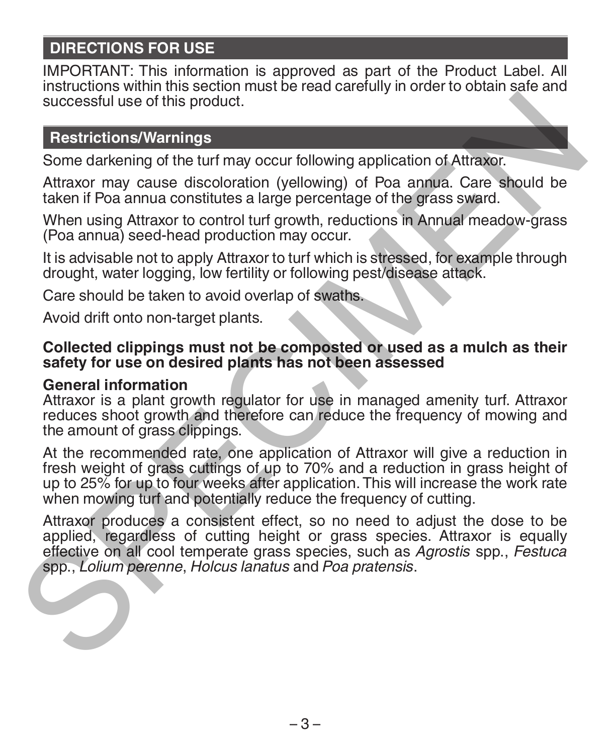## DIRECTIONS FOR USE

IMPORTANT: This information is approved as part of the Product Label. All instructions within this section must be read carefully in order to obtain safe and successful use of this product.

### Restrictions/Warnings

Some darkening of the turf may occur following application of Attraxor.

Attraxor may cause discoloration (yellowing) of Poa annua. Care should be taken if Poa annua constitutes a large percentage of the grass sward.

When using Attraxor to control turf growth, reductions in Annual meadow-grass (Poa annua) seed-head production may occur.

It is advisable not to apply Attraxor to turf which is stressed, for example through drought, water logging, low fertility or following pest/disease attack.

Care should be taken to avoid overlap of swaths.

Avoid drift onto non-target plants.

**Collected clippings must not be composted or used as a mulch as their safety for use on desired plants has not been assessed**

**General information**

Attraxor is a plant growth regulator for use in managed amenity turf. Attraxor reduces shoot growth and therefore can reduce the frequency of mowing and the amount of grass clippings.

At the recommended rate, one application of Attraxor will give a reduction in fresh weight of grass cuttings of up to 70% and a reduction in grass height of up to 25% for up to four weeks after application. This will increase the work rate when mowing turf and potentially reduce the frequency of cutting.

Attraxor produces a consistent effect, so no need to adjust the dose to be applied, regardless of cutting height or grass species. Attraxor is equally effective on all cool temperate grass species, such as *Agrostis* spp., *Festuca* spp., *Lolium perenne*, *Holcus lanatus* and *Poa pratensis*.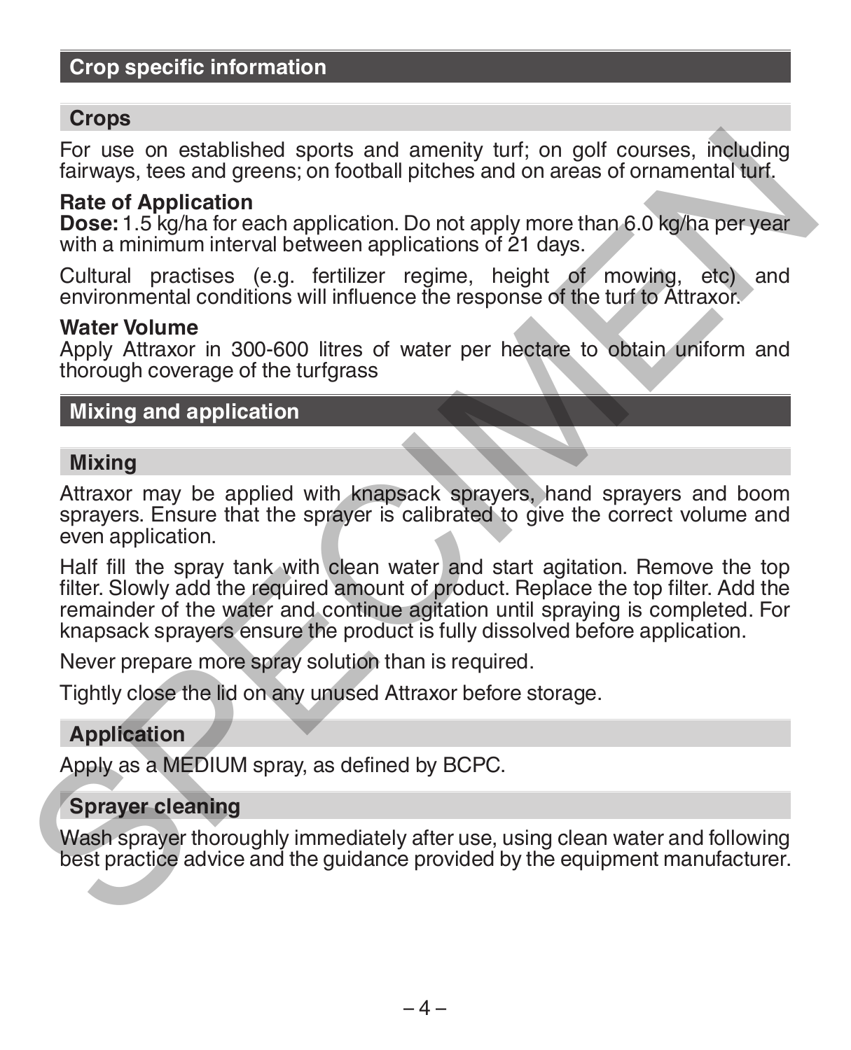## Crop specific information

### Crops

For use on established sports and amenity turf; on golf courses, including fairways, tees and greens; on football pitches and on areas of ornamental turf.

**Rate of Application**

**Dose:** 1.5 kg/ha for each application. Do not apply more than 6.0 kg/ha per year with a minimum interval between applications of 21 days.

Cultural practises (e.g. fertilizer regime, height of mowing, etc) and environmental conditions will influence the response of the turf to Attraxor.

**Water Volume**

Apply Attraxor in 300-600 litres of water per hectare to obtain uniform and thorough coverage of the turfgrass

## Mixing and application

### Mixing

Attraxor may be applied with knapsack sprayers, hand sprayers and boom sprayers. Ensure that the sprayer is calibrated to give the correct volume and even application.

Half fill the spray tank with clean water and start agitation. Remove the top filter. Slowly add the required amount of product. Replace the top filter. Add the remainder of the water and continue agitation until spraying is completed. For knapsack sprayers ensure the product is fully dissolved before application.

Never prepare more spray solution than is required.

Tightly close the lid on any unused Attraxor before storage.

### Application

Apply as a MEDIUM spray, as defined by BCPC.

### Sprayer cleaning

Wash sprayer thoroughly immediately after use, using clean water and following best practice advice and the guidance provided by the equipment manufacturer.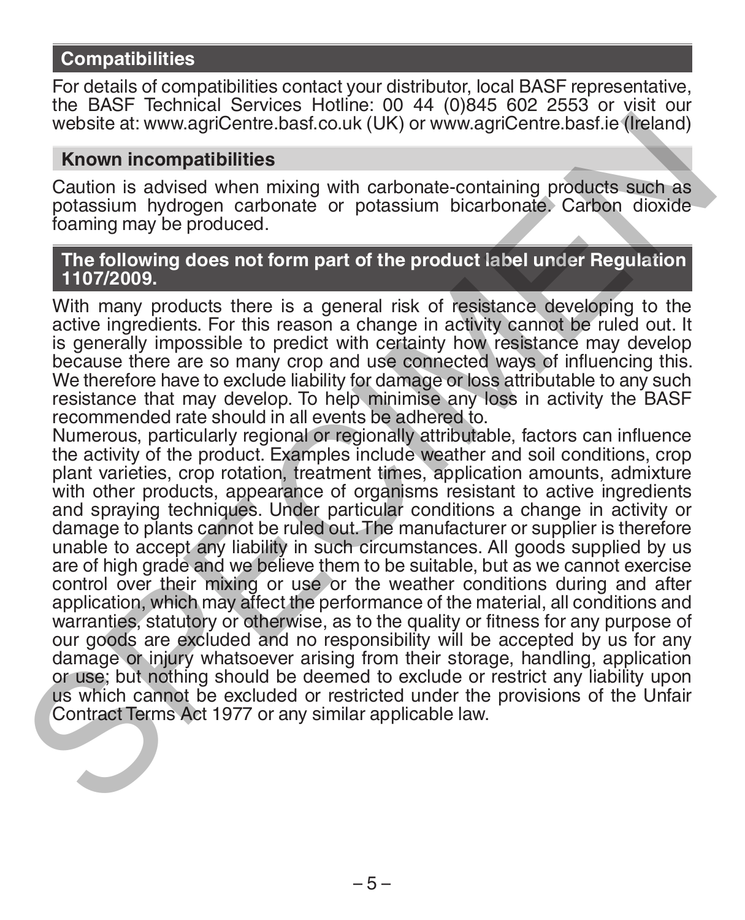## Compatibilities

For details of compatibilities contact your distributor, local BASF representative, the BASF Technical Services Hotline: 00 44 (0)845 602 2553 or visit our website at: www.agriCentre.basf.co.uk (UK) or www.agriCentre.basf.ie (Ireland)

### Known incompatibilities

Caution is advised when mixing with carbonate-containing products such as potassium hydrogen carbonate or potassium bicarbonate. Carbon dioxide foaming may be produced.

## The following does not form part of the product label under Regulation 1107/2009.

With many products there is a general risk of resistance developing to the active ingredients. For this reason a change in activity cannot be ruled out. It is generally impossible to predict with certainty how resistance may develop because there are so many crop and use connected ways of influencing this. We therefore have to exclude liability for damage or loss attributable to any such resistance that may develop. To help minimise any loss in activity the BASF recommended rate should in all events be adhered to.

Numerous, particularly regional or regionally attributable, factors can influence the activity of the product. Examples include weather and soil conditions, crop plant varieties, crop rotation, treatment times, application amounts, admixture with other products, appearance of organisms resistant to active ingredients and spraying techniques. Under particular conditions a change in activity or damage to plants cannot be ruled out. The manufacturer or supplier is therefore unable to accept any liability in such circumstances. All goods supplied by us are of high grade and we believe them to be suitable, but as we cannot exercise control over their mixing or use or the weather conditions during and after application, which may affect the performance of the material, all conditions and warranties, statutory or otherwise, as to the quality or fitness for any purpose of our goods are excluded and no responsibility will be accepted by us for any damage or injury whatsoever arising from their storage, handling, application or use; but nothing should be deemed to exclude or restrict any liability upon us which cannot be excluded or restricted under the provisions of the Unfair Contract Terms Act 1977 or any similar applicable law.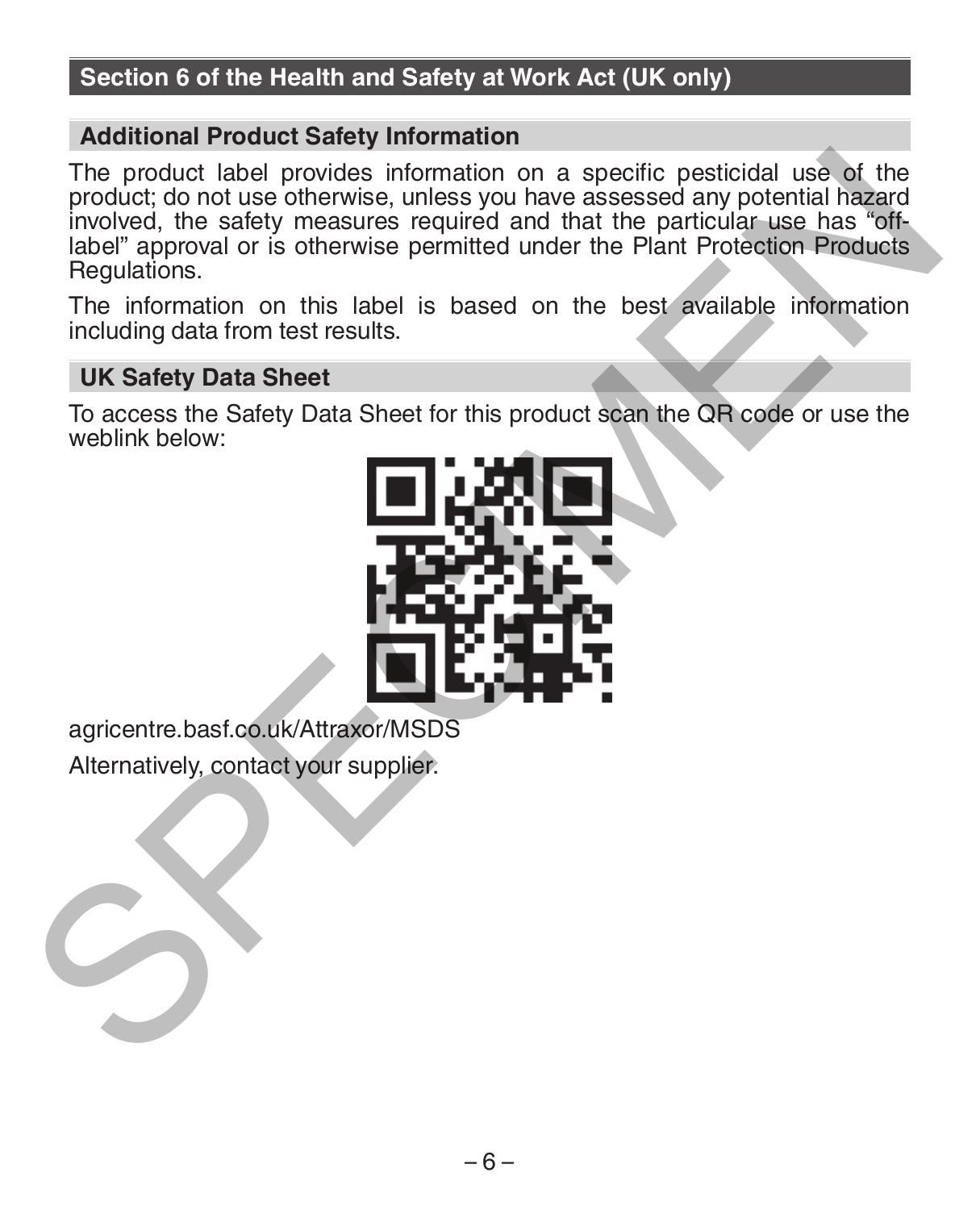## Section 6 of the Health and Safety at Work Act (UK only)

### Additional Product Safety Information

The product label provides information on a specific pesticidal use of the product; do not use otherwise, unless you have assessed any potential hazard involved, the safety measures required and that the particular use has "off-label" approval or is otherwise permitted under the Plant Protection Products Regulations.

The information on this label is based on the best available information including data from test results.

### UK Safety Data Sheet

To access the Safety Data Sheet for this product scan the QR code or use the weblink below:

agricentre.basf.co.uk/Attraxor/MSDS

Alternatively, contact your supplier.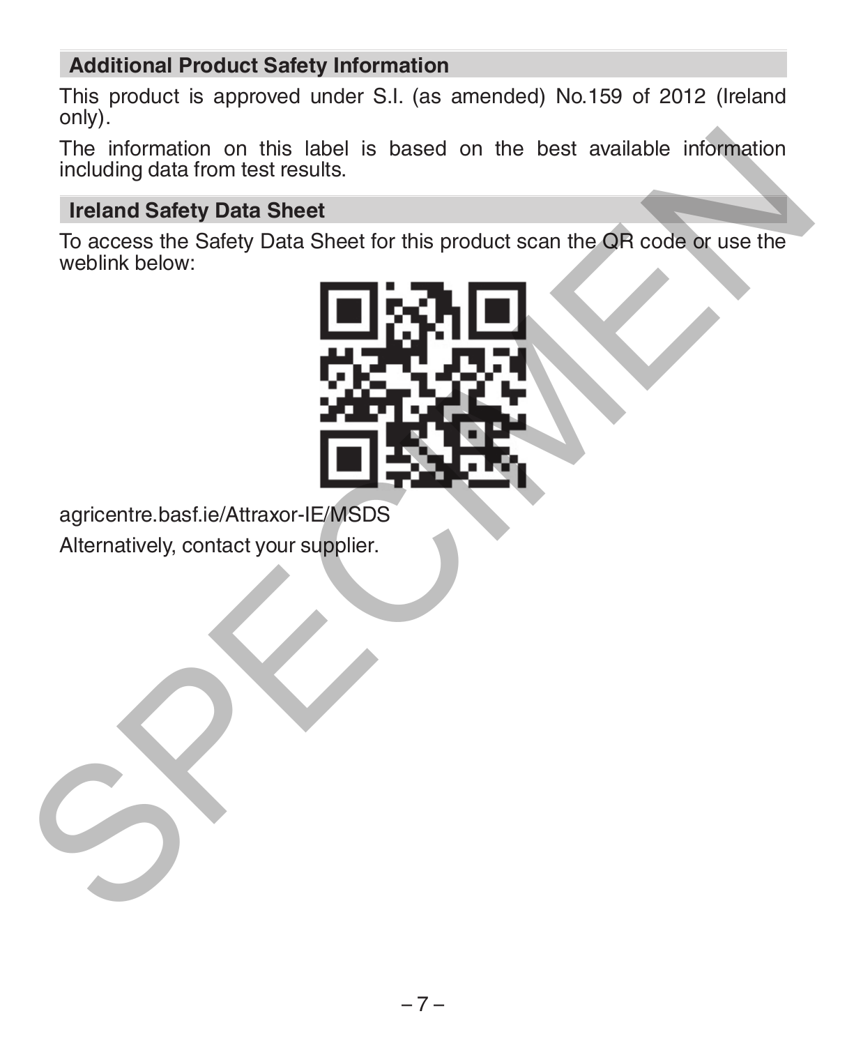## Additional Product Safety Information

This product is approved under S.I. (as amended) No.159 of 2012 (Ireland only).

The information on this label is based on the best available information including data from test results.

## Ireland Safety Data Sheet

To access the Safety Data Sheet for this product scan the QR code or use the weblink below:

agricentre.basf.ie/Attraxor-IE/MSDS

Alternatively, contact your supplier.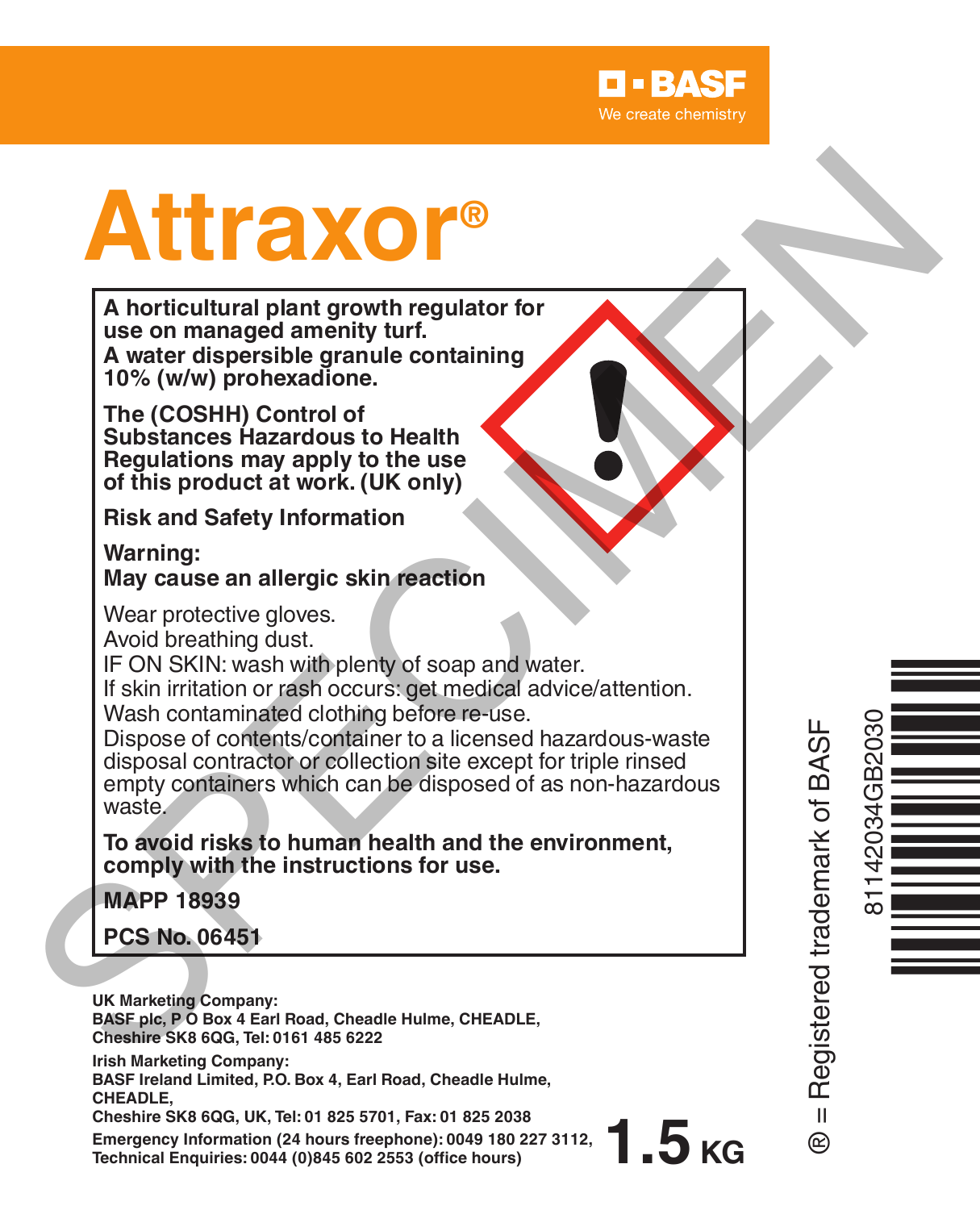BASF
We create chemistry

# Attraxor®

**A horticultural plant growth regulator for use on managed amenity turf.**
**A water dispersible granule containing 10% (w/w) prohexadione.**

**The (COSHH) Control of Substances Hazardous to Health Regulations may apply to the use of this product at work. (UK only)**

**Risk and Safety Information**

**Warning:**
**May cause an allergic skin reaction**

Wear protective gloves.
Avoid breathing dust.
IF ON SKIN: wash with plenty of soap and water.
If skin irritation or rash occurs: get medical advice/attention.
Wash contaminated clothing before re-use.
Dispose of contents/container to a licensed hazardous-waste disposal contractor or collection site except for triple rinsed empty containers which can be disposed of as non-hazardous waste.

**To avoid risks to human health and the environment, comply with the instructions for use.**

**MAPP 18939**

**PCS No. 06451**

**UK Marketing Company:**
**BASF plc, P O Box 4 Earl Road, Cheadle Hulme, CHEADLE, Cheshire SK8 6QG, Tel: 0161 485 6222**

**Irish Marketing Company:**
**BASF Ireland Limited, P.O. Box 4, Earl Road, Cheadle Hulme, CHEADLE, Cheshire SK8 6QG, UK, Tel: 01 825 5701, Fax: 01 825 2038**

**Emergency Information (24 hours freephone): 0049 180 227 3112,**
**Technical Enquiries: 0044 (0)845 602 2553 (office hours)**

**1.5 KG**

® = Registered trademark of BASF

81142034GB2030

SPECIMEN